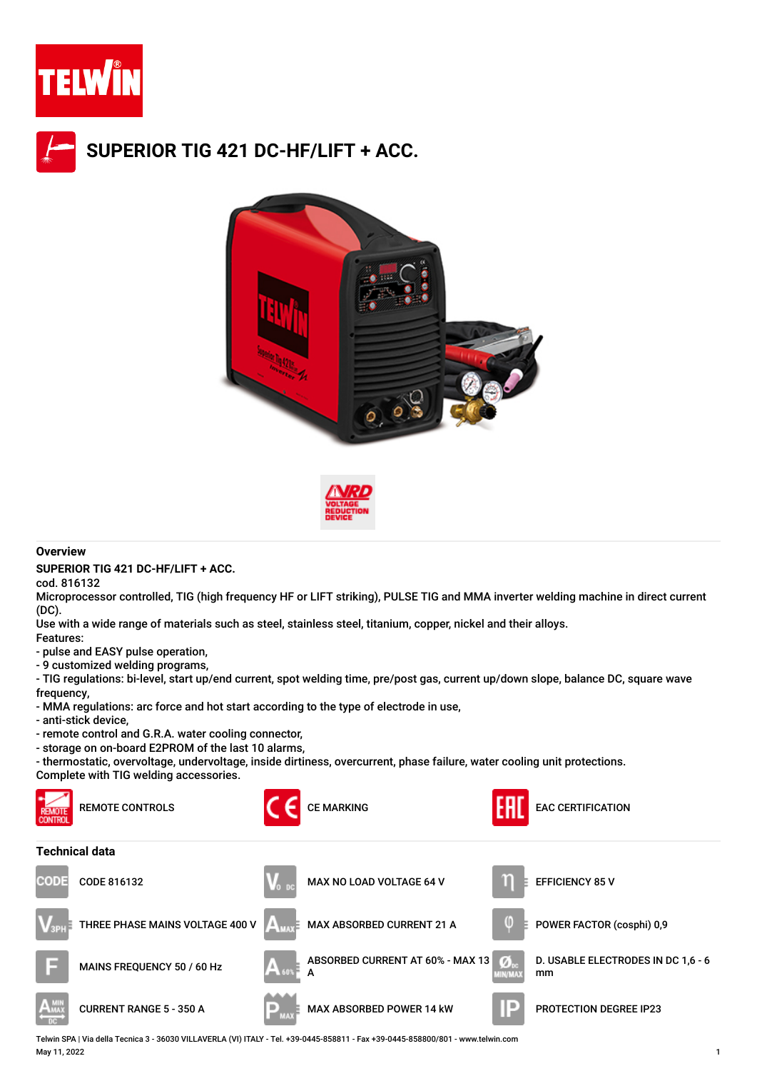# SUPERIOR TIG 421 DC-HF/LIFT + ACC.

VRD VOLTAGE REDUCTION DEVICE

## Overview

**SUPERIOR TIG 421 DC-HF/LIFT + ACC.**

cod. 816132

Microprocessor controlled, TIG (high frequency HF or LIFT striking), PULSE TIG and MMA inverter welding machine in direct current (DC).

Use with a wide range of materials such as steel, stainless steel, titanium, copper, nickel and their alloys.

Features:

- pulse and EASY pulse operation,
- 9 customized welding programs,
- TIG regulations: bi-level, start up/end current, spot welding time, pre/post gas, current up/down slope, balance DC, square wave frequency,
- MMA regulations: arc force and hot start according to the type of electrode in use,
- anti-stick device,
- remote control and G.R.A. water cooling connector,
- storage on on-board E2PROM of the last 10 alarms,
- thermostatic, overvoltage, undervoltage, inside dirtiness, overcurrent, phase failure, water cooling unit protections.

Complete with TIG welding accessories.

REMOTE CONTROLS

CE MARKING

EAC CERTIFICATION

## Technical data

| | | |
|---|---|---|
| CODE 816132 | MAX NO LOAD VOLTAGE 64 V | EFFICIENCY 85 V |
| THREE PHASE MAINS VOLTAGE 400 V | MAX ABSORBED CURRENT 21 A | POWER FACTOR (cosphi) 0,9 |
| MAINS FREQUENCY 50 / 60 Hz | ABSORBED CURRENT AT 60% - MAX 13 A | D. USABLE ELECTRODES IN DC 1,6 - 6 mm |
| CURRENT RANGE 5 - 350 A | MAX ABSORBED POWER 14 kW | PROTECTION DEGREE IP23 |

Telwin SPA | Via della Tecnica 3 - 36030 VILLAVERLA (VI) ITALY - Tel. +39-0445-858811 - Fax +39-0445-858800/801 - www.telwin.com

May 11, 2022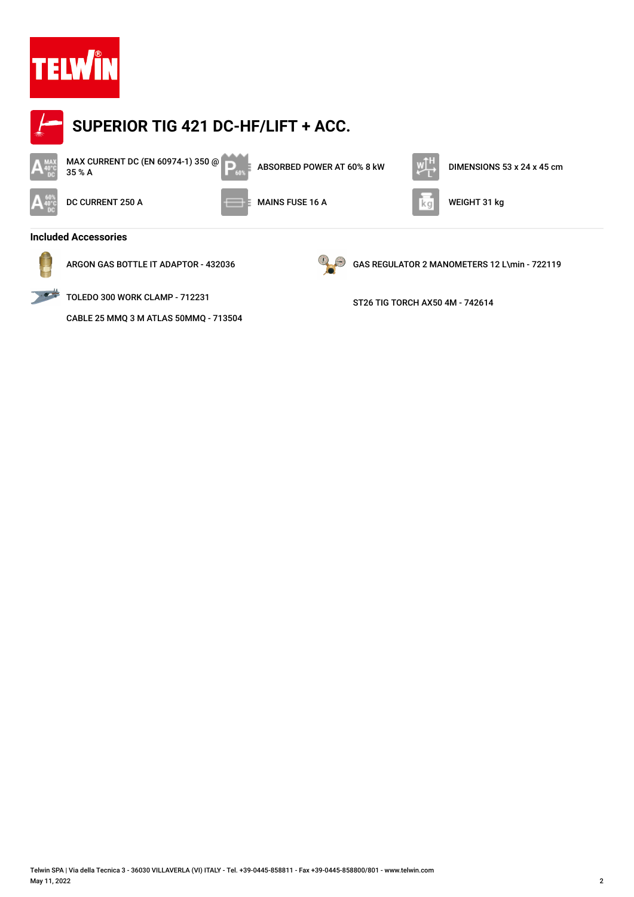# SUPERIOR TIG 421 DC-HF/LIFT + ACC.

MAX CURRENT DC (EN 60974-1) 350 @ 35 % A

ABSORBED POWER AT 60% 8 kW

DIMENSIONS 53 x 24 x 45 cm

DC CURRENT 250 A

MAINS FUSE 16 A

WEIGHT 31 kg

## Included Accessories

ARGON GAS BOTTLE IT ADAPTOR - 432036

GAS REGULATOR 2 MANOMETERS 12 L\min - 722119

TOLEDO 300 WORK CLAMP - 712231

ST26 TIG TORCH AX50 4M - 742614

CABLE 25 MMQ 3 M ATLAS 50MMQ - 713504